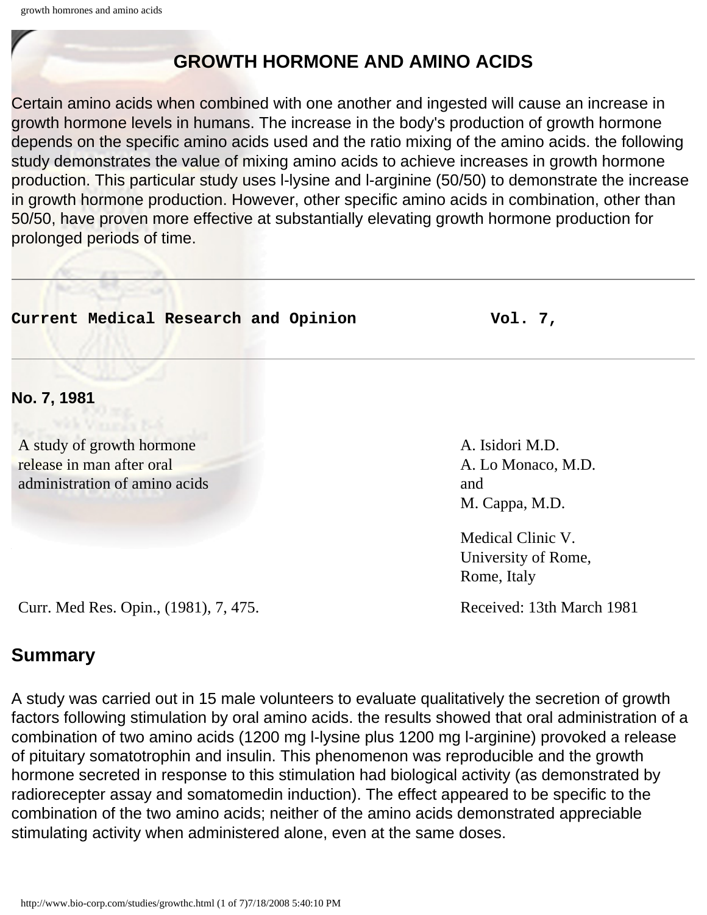# GROWTH HORMONE AND AMINO ACIDS

Certain amino acids when combined with one another and ingested will cause an increase in growth hormone levels in humans. The increase in the body's production of growth hormone depends on the specific amino acids used and the ratio mixing of the amino acids. the following study demonstrates the value of mixing amino acids to achieve increases in growth hormone production. This particular study uses l-lysine and l-arginine (50/50) to demonstrate the increase in growth hormone production. However, other specific amino acids in combination, other than 50/50, have proven more effective at substantially elevating growth hormone production for prolonged periods of time.

---

**Current Medical Research and Opinion** **Vol. 7,**

---

**No. 7, 1981**

A study of growth hormone release in man after oral administration of amino acids

A. Isidori M.D.
A. Lo Monaco, M.D.
and
M. Cappa, M.D.

Medical Clinic V.
University of Rome,
Rome, Italy

Curr. Med Res. Opin., (1981), 7, 475.

Received: 13th March 1981

## Summary

A study was carried out in 15 male volunteers to evaluate qualitatively the secretion of growth factors following stimulation by oral amino acids. the results showed that oral administration of a combination of two amino acids (1200 mg l-lysine plus 1200 mg l-arginine) provoked a release of pituitary somatotrophin and insulin. This phenomenon was reproducible and the growth hormone secreted in response to this stimulation had biological activity (as demonstrated by radiorecepter assay and somatomedin induction). The effect appeared to be specific to the combination of the two amino acids; neither of the amino acids demonstrated appreciable stimulating activity when administered alone, even at the same doses.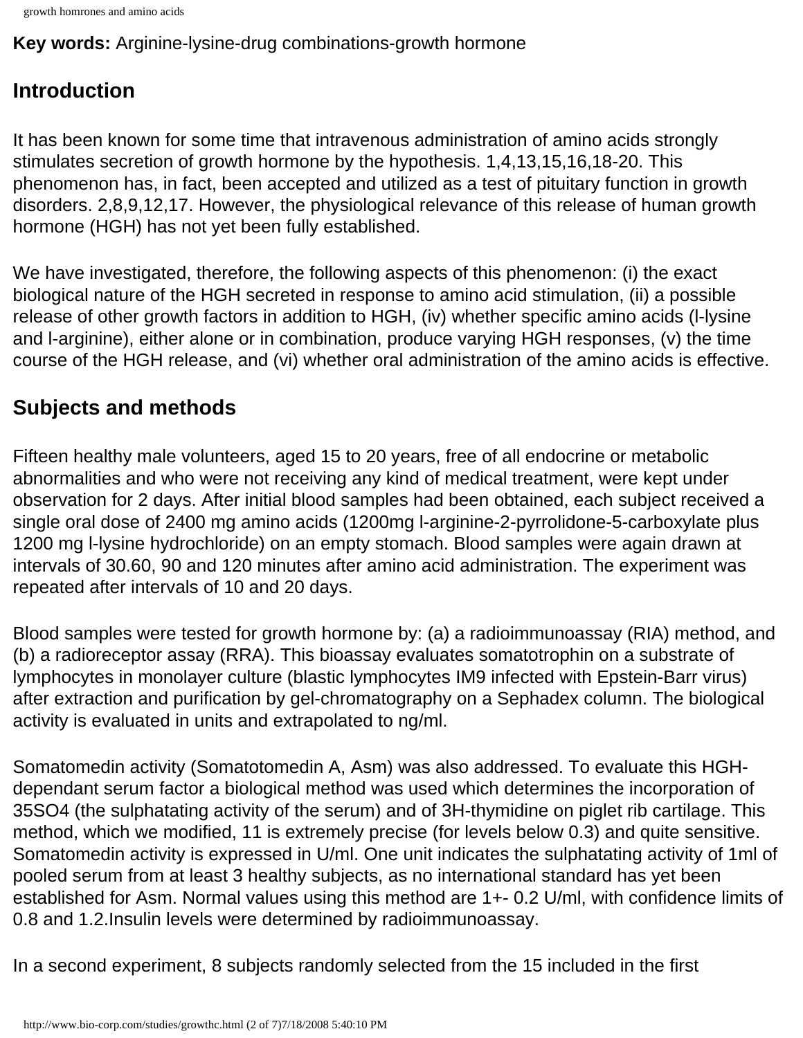**Key words:** Arginine-lysine-drug combinations-growth hormone

## Introduction

It has been known for some time that intravenous administration of amino acids strongly stimulates secretion of growth hormone by the hypothesis. 1,4,13,15,16,18-20. This phenomenon has, in fact, been accepted and utilized as a test of pituitary function in growth disorders. 2,8,9,12,17. However, the physiological relevance of this release of human growth hormone (HGH) has not yet been fully established.

We have investigated, therefore, the following aspects of this phenomenon: (i) the exact biological nature of the HGH secreted in response to amino acid stimulation, (ii) a possible release of other growth factors in addition to HGH, (iv) whether specific amino acids (l-lysine and l-arginine), either alone or in combination, produce varying HGH responses, (v) the time course of the HGH release, and (vi) whether oral administration of the amino acids is effective.

## Subjects and methods

Fifteen healthy male volunteers, aged 15 to 20 years, free of all endocrine or metabolic abnormalities and who were not receiving any kind of medical treatment, were kept under observation for 2 days. After initial blood samples had been obtained, each subject received a single oral dose of 2400 mg amino acids (1200mg l-arginine-2-pyrrolidone-5-carboxylate plus 1200 mg l-lysine hydrochloride) on an empty stomach. Blood samples were again drawn at intervals of 30.60, 90 and 120 minutes after amino acid administration. The experiment was repeated after intervals of 10 and 20 days.

Blood samples were tested for growth hormone by: (a) a radioimmunoassay (RIA) method, and (b) a radioreceptor assay (RRA). This bioassay evaluates somatotrophin on a substrate of lymphocytes in monolayer culture (blastic lymphocytes IM9 infected with Epstein-Barr virus) after extraction and purification by gel-chromatography on a Sephadex column. The biological activity is evaluated in units and extrapolated to ng/ml.

Somatomedin activity (Somatotomedin A, Asm) was also addressed. To evaluate this HGH-dependant serum factor a biological method was used which determines the incorporation of $^{35}SO_4$ (the sulphatating activity of the serum) and of $^{3}H$-thymidine on piglet rib cartilage. This method, which we modified, 11 is extremely precise (for levels below 0.3) and quite sensitive. Somatomedin activity is expressed in U/ml. One unit indicates the sulphatating activity of 1ml of pooled serum from at least 3 healthy subjects, as no international standard has yet been established for Asm. Normal values using this method are 1+- 0.2 U/ml, with confidence limits of 0.8 and 1.2.Insulin levels were determined by radioimmunoassay.

In a second experiment, 8 subjects randomly selected from the 15 included in the first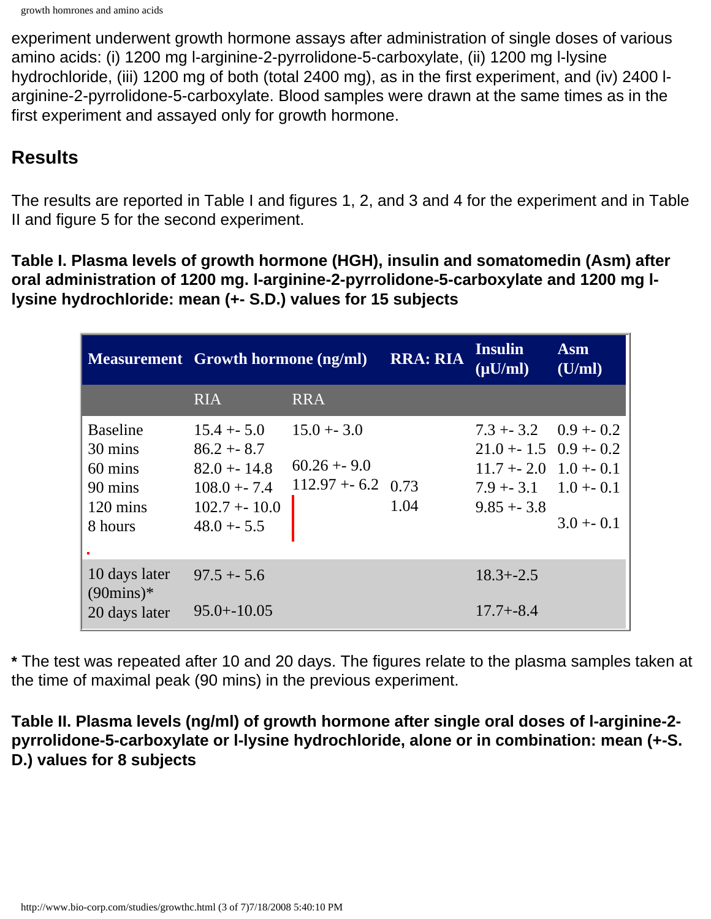experiment underwent growth hormone assays after administration of single doses of various amino acids: (i) 1200 mg l-arginine-2-pyrrolidone-5-carboxylate, (ii) 1200 mg l-lysine hydrochloride, (iii) 1200 mg of both (total 2400 mg), as in the first experiment, and (iv) 2400 l-arginine-2-pyrrolidone-5-carboxylate. Blood samples were drawn at the same times as in the first experiment and assayed only for growth hormone.

## Results

The results are reported in Table I and figures 1, 2, and 3 and 4 for the experiment and in Table II and figure 5 for the second experiment.

**Table I. Plasma levels of growth hormone (HGH), insulin and somatomedin (Asm) after oral administration of 1200 mg. l-arginine-2-pyrrolidone-5-carboxylate and 1200 mg l-lysine hydrochloride: mean (+- S.D.) values for 15 subjects**

| Measurement | Growth hormone (ng/ml) | | RRA: RIA | Insulin (μU/ml) | Asm (U/ml) |
|---|---|---|---|---|---|
| | RIA | RRA | | | |
| Baseline | 15.4 +- 5.0 | 15.0 +- 3.0 | | 7.3 +- 3.2 | 0.9 +- 0.2 |
| 30 mins | 86.2 +- 8.7 | | | 21.0 +- 1.5 | 0.9 +- 0.2 |
| 60 mins | 82.0 +- 14.8 | 60.26 +- 9.0 | | 11.7 +- 2.0 | 1.0 +- 0.1 |
| 90 mins | 108.0 +- 7.4 | 112.97 +- 6.2 | 0.73 | 7.9 +- 3.1 | 1.0 +- 0.1 |
| 120 mins | 102.7 +- 10.0 | | 1.04 | 9.85 +- 3.8 | |
| 8 hours | 48.0 +- 5.5 | | | | 3.0 +- 0.1 |
| 10 days later (90mins)* | 97.5 +- 5.6 | | | 18.3+-2.5 | |
| 20 days later | 95.0+-10.05 | | | 17.7+-8.4 | |

**\*** The test was repeated after 10 and 20 days. The figures relate to the plasma samples taken at the time of maximal peak (90 mins) in the previous experiment.

**Table II. Plasma levels (ng/ml) of growth hormone after single oral doses of l-arginine-2-pyrrolidone-5-carboxylate or l-lysine hydrochloride, alone or in combination: mean (+-S. D.) values for 8 subjects**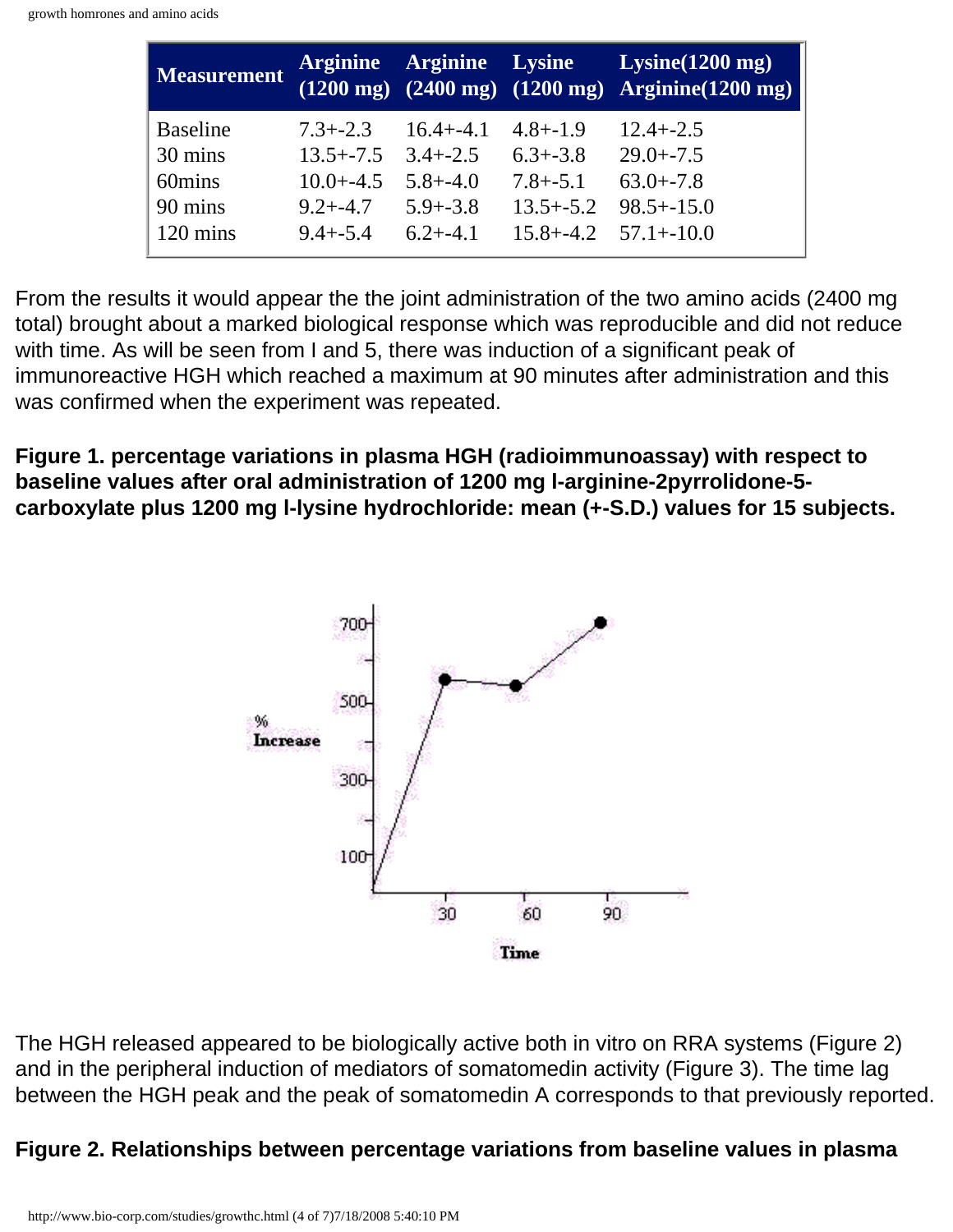| Measurement | Arginine (1200 mg) | Arginine (2400 mg) | Lysine (1200 mg) | Lysine(1200 mg) Arginine(1200 mg) |
|---|---|---|---|---|
| Baseline | 7.3+-2.3 | 16.4+-4.1 | 4.8+-1.9 | 12.4+-2.5 |
| 30 mins | 13.5+-7.5 | 3.4+-2.5 | 6.3+-3.8 | 29.0+-7.5 |
| 60mins | 10.0+-4.5 | 5.8+-4.0 | 7.8+-5.1 | 63.0+-7.8 |
| 90 mins | 9.2+-4.7 | 5.9+-3.8 | 13.5+-5.2 | 98.5+-15.0 |
| 120 mins | 9.4+-5.4 | 6.2+-4.1 | 15.8+-4.2 | 57.1+-10.0 |

From the results it would appear the the joint administration of the two amino acids (2400 mg total) brought about a marked biological response which was reproducible and did not reduce with time. As will be seen from I and 5, there was induction of a significant peak of immunoreactive HGH which reached a maximum at 90 minutes after administration and this was confirmed when the experiment was repeated.

**Figure 1. percentage variations in plasma HGH (radioimmunoassay) with respect to baseline values after oral administration of 1200 mg l-arginine-2pyrrolidone-5-carboxylate plus 1200 mg l-lysine hydrochloride: mean (+-S.D.) values for 15 subjects.**

The HGH released appeared to be biologically active both in vitro on RRA systems (Figure 2) and in the peripheral induction of mediators of somatomedin activity (Figure 3). The time lag between the HGH peak and the peak of somatomedin A corresponds to that previously reported.

**Figure 2. Relationships between percentage variations from baseline values in plasma**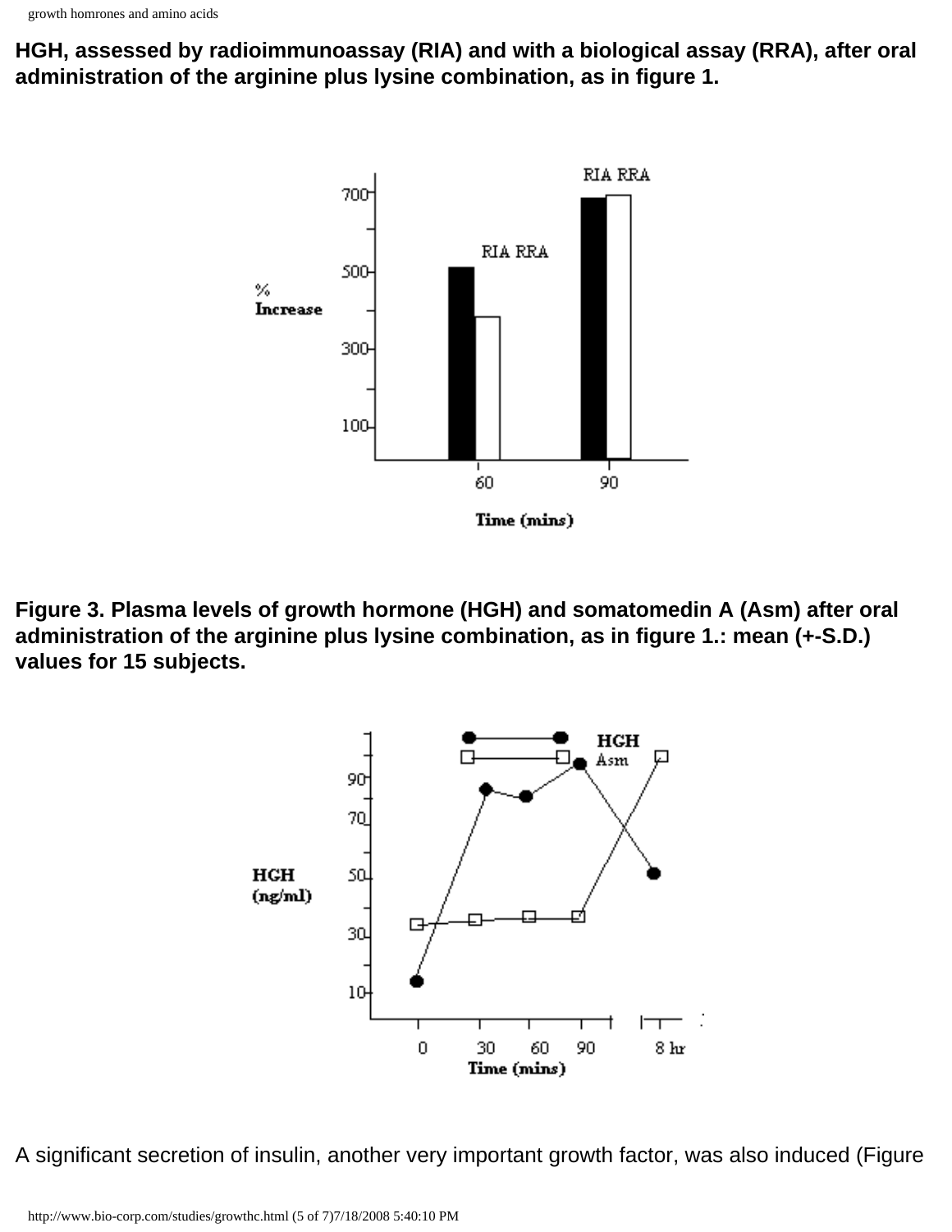**HGH, assessed by radioimmunoassay (RIA) and with a biological assay (RRA), after oral administration of the arginine plus lysine combination, as in figure 1.**

**Figure 3. Plasma levels of growth hormone (HGH) and somatomedin A (Asm) after oral administration of the arginine plus lysine combination, as in figure 1.: mean (+-S.D.) values for 15 subjects.**

A significant secretion of insulin, another very important growth factor, was also induced (Figure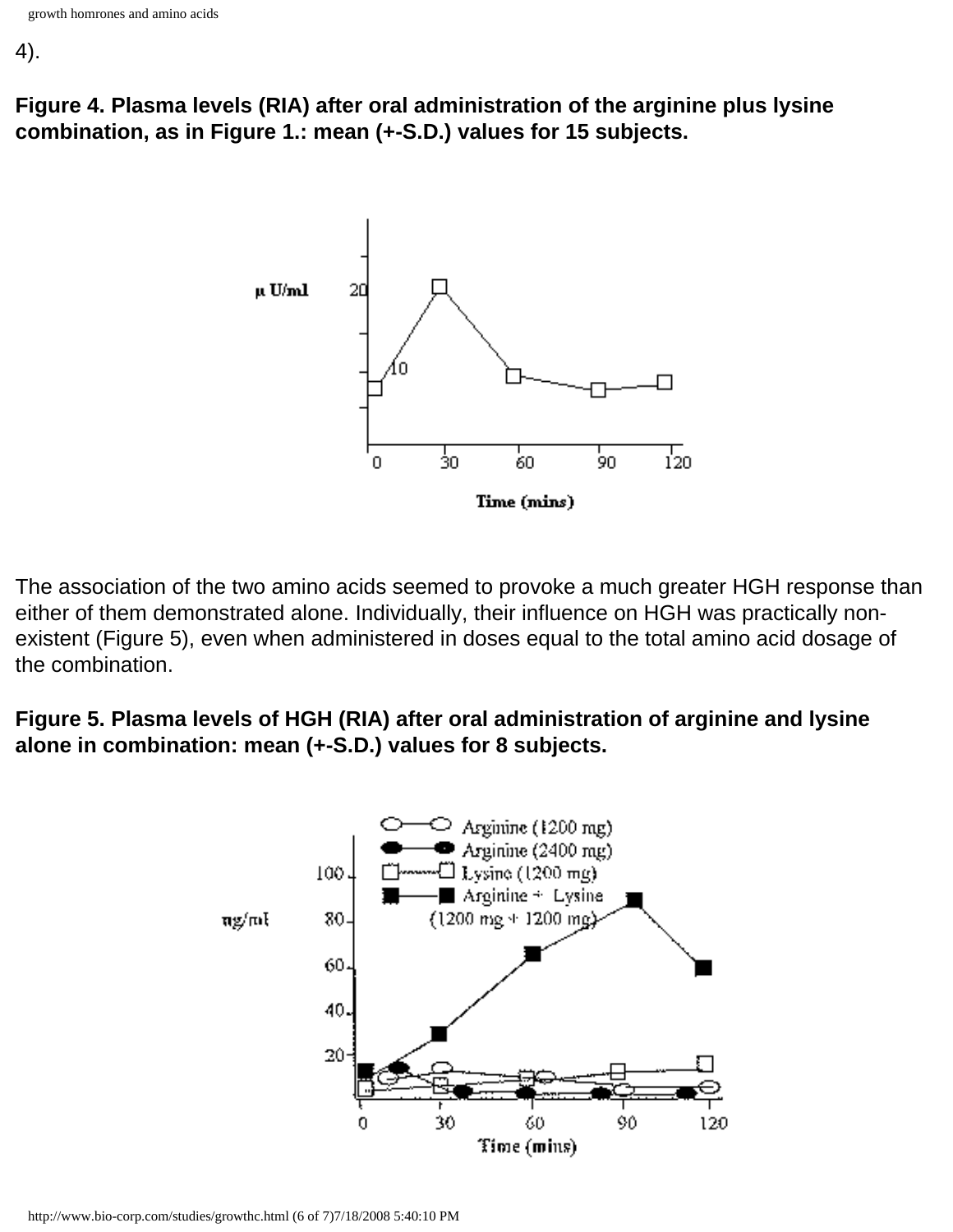4).

**Figure 4. Plasma levels (RIA) after oral administration of the arginine plus lysine combination, as in Figure 1.: mean (+-S.D.) values for 15 subjects.**

The association of the two amino acids seemed to provoke a much greater HGH response than either of them demonstrated alone. Individually, their influence on HGH was practically non-existent (Figure 5), even when administered in doses equal to the total amino acid dosage of the combination.

**Figure 5. Plasma levels of HGH (RIA) after oral administration of arginine and lysine alone in combination: mean (+-S.D.) values for 8 subjects.**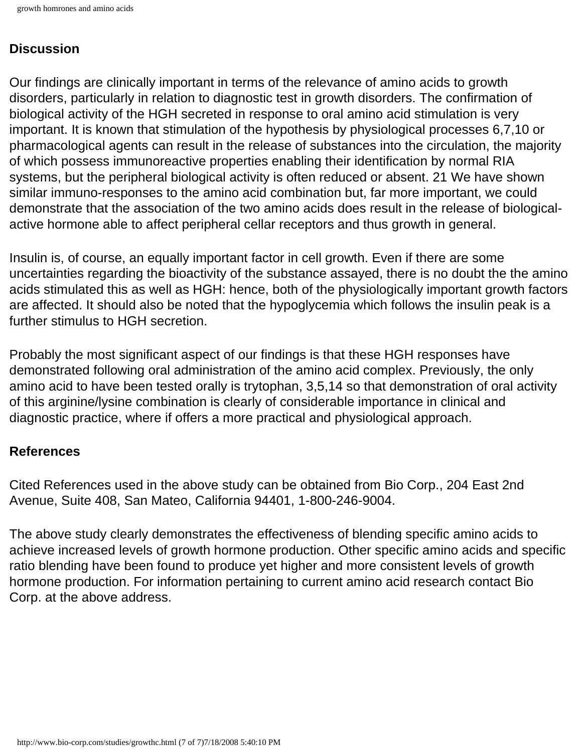## Discussion

Our findings are clinically important in terms of the relevance of amino acids to growth disorders, particularly in relation to diagnostic test in growth disorders. The confirmation of biological activity of the HGH secreted in response to oral amino acid stimulation is very important. It is known that stimulation of the hypothesis by physiological processes 6,7,10 or pharmacological agents can result in the release of substances into the circulation, the majority of which possess immunoreactive properties enabling their identification by normal RIA systems, but the peripheral biological activity is often reduced or absent. 21 We have shown similar immuno-responses to the amino acid combination but, far more important, we could demonstrate that the association of the two amino acids does result in the release of biological-active hormone able to affect peripheral cellar receptors and thus growth in general.

Insulin is, of course, an equally important factor in cell growth. Even if there are some uncertainties regarding the bioactivity of the substance assayed, there is no doubt the the amino acids stimulated this as well as HGH: hence, both of the physiologically important growth factors are affected. It should also be noted that the hypoglycemia which follows the insulin peak is a further stimulus to HGH secretion.

Probably the most significant aspect of our findings is that these HGH responses have demonstrated following oral administration of the amino acid complex. Previously, the only amino acid to have been tested orally is trytophan, 3,5,14 so that demonstration of oral activity of this arginine/lysine combination is clearly of considerable importance in clinical and diagnostic practice, where if offers a more practical and physiological approach.

## References

Cited References used in the above study can be obtained from Bio Corp., 204 East 2nd Avenue, Suite 408, San Mateo, California 94401, 1-800-246-9004.

The above study clearly demonstrates the effectiveness of blending specific amino acids to achieve increased levels of growth hormone production. Other specific amino acids and specific ratio blending have been found to produce yet higher and more consistent levels of growth hormone production. For information pertaining to current amino acid research contact Bio Corp. at the above address.